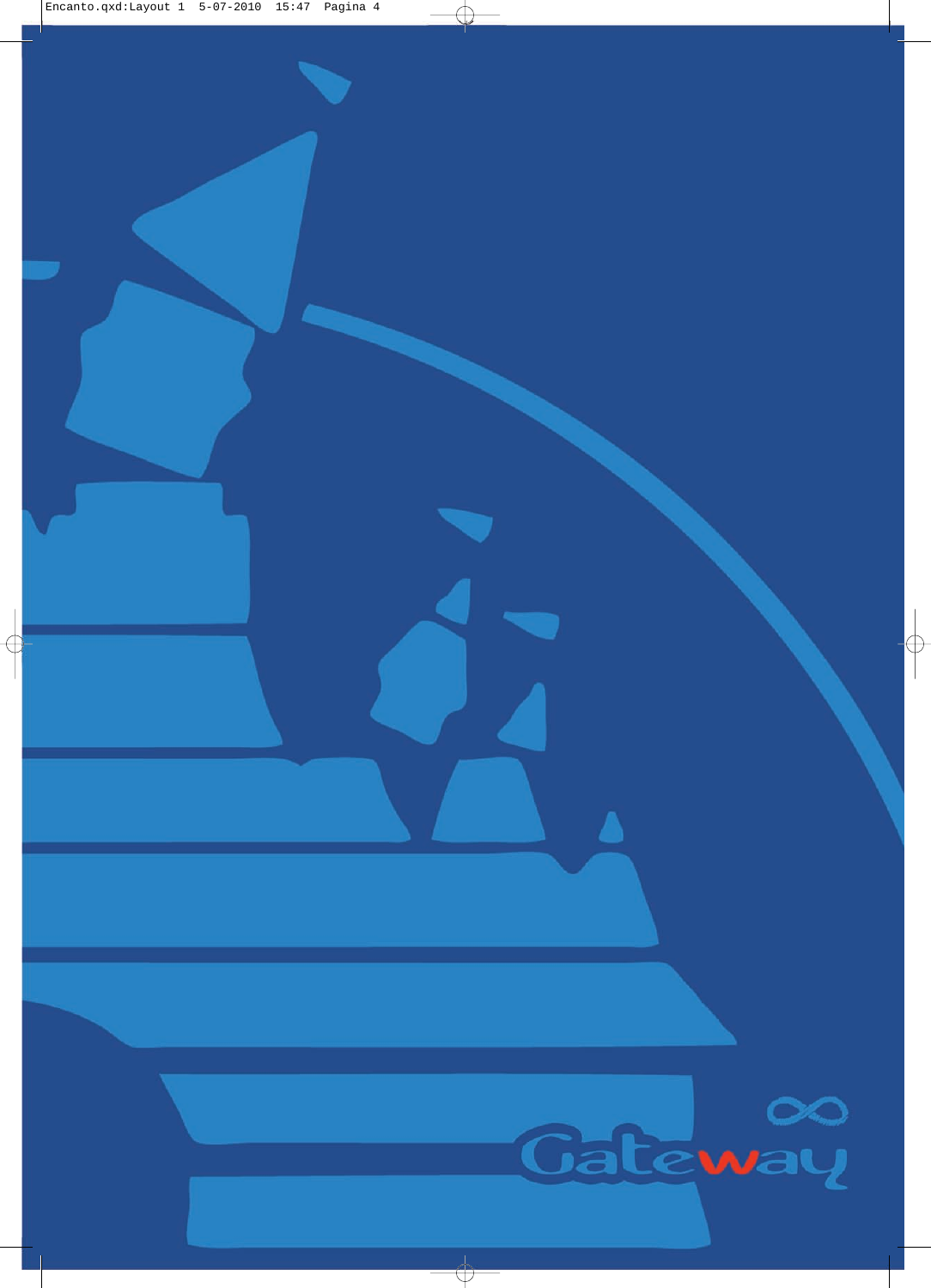Gateway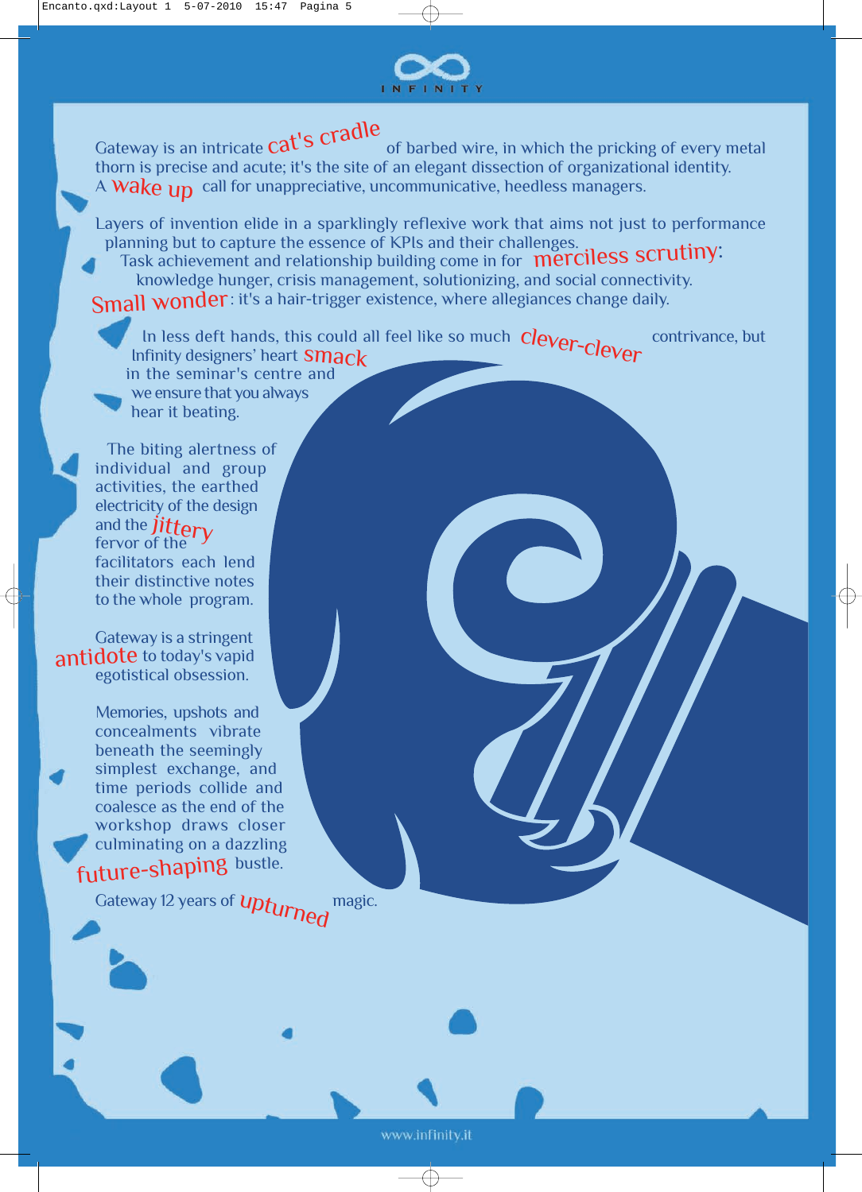INFINITY

Gateway is an intricate cat's cradle of barbed wire, in which the pricking of every metal thorn is precise and acute; it's the site of an elegant dissection of organizational identity. A wake up call for unappreciative, uncommunicative, heedless managers.

Layers of invention elide in a sparklingly reflexive work that aims not just to performance planning but to capture the essence of KPIs and their challenges. Task achievement and relationship building come in for merciless scrutiny: knowledge hunger, crisis management, solutionizing, and social connectivity. Small wonder: it's a hair-trigger existence, where allegiances change daily.

In less deft hands, this could all feel like so much clever-clever contrivance, but Infinity designers' heart smack in the seminar's centre and we ensure that you always hear it beating.

The biting alertness of individual and group activities, the earthed electricity of the design and the jittery fervor of the facilitators each lend their distinctive notes to the whole program.

Gateway is a stringent antidote to today's vapid egotistical obsession.

Memories, upshots and concealments vibrate beneath the seemingly simplest exchange, and time periods collide and coalesce as the end of the workshop draws closer culminating on a dazzling future-shaping bustle.

Gateway 12 years of upturned magic.

www.infinity.it